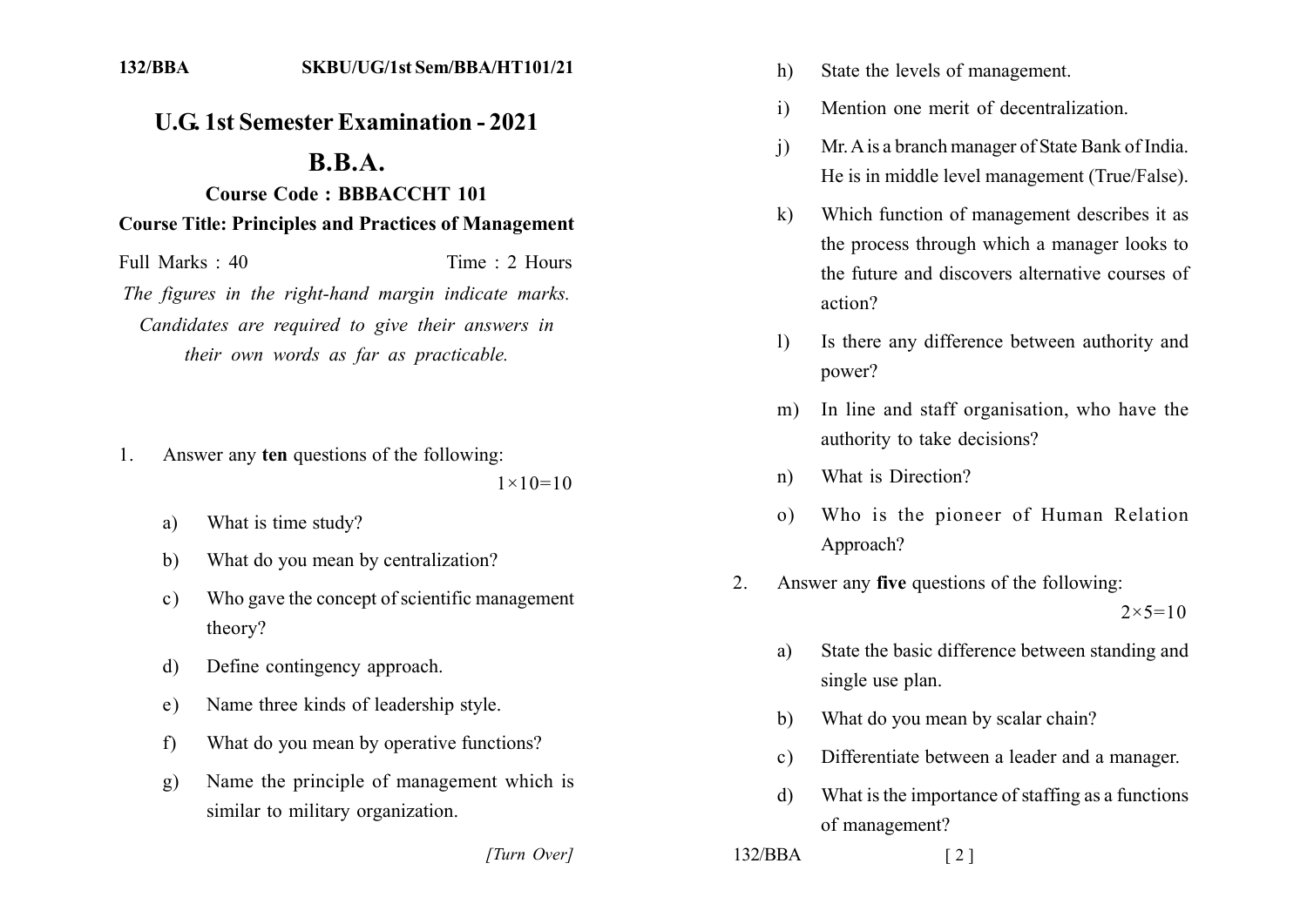132/BBA SKBU/UG/1st Sem/BBA/HT101/21

# U.G. 1st Semester Examination - 2021

# B.B.A.

### Course Code : BBBACCHT 101

### Course Title: Principles and Practices of Management

Full Marks : 40 Time : 2 Hours

*The figures in the right-hand margin indicate marks. Candidates are required to give their answers in their own words as far as practicable.*

1. Answer any **ten** questions of the following: $1\times10=10$

   a) What is time study?

   b) What do you mean by centralization?

   c) Who gave the concept of scientific management theory?

   d) Define contingency approach.

   e) Name three kinds of leadership style.

   f) What do you mean by operative functions?

   g) Name the principle of management which is similar to military organization.

   h) State the levels of management.

   i) Mention one merit of decentralization.

   j) Mr. A is a branch manager of State Bank of India. He is in middle level management (True/False).

   k) Which function of management describes it as the process through which a manager looks to the future and discovers alternative courses of action?

   l) Is there any difference between authority and power?

   m) In line and staff organisation, who have the authority to take decisions?

   n) What is Direction?

   o) Who is the pioneer of Human Relation Approach?

2. Answer any **five** questions of the following: $2\times5=10$

   a) State the basic difference between standing and single use plan.

   b) What do you mean by scalar chain?

   c) Differentiate between a leader and a manager.

   d) What is the importance of staffing as a functions of management?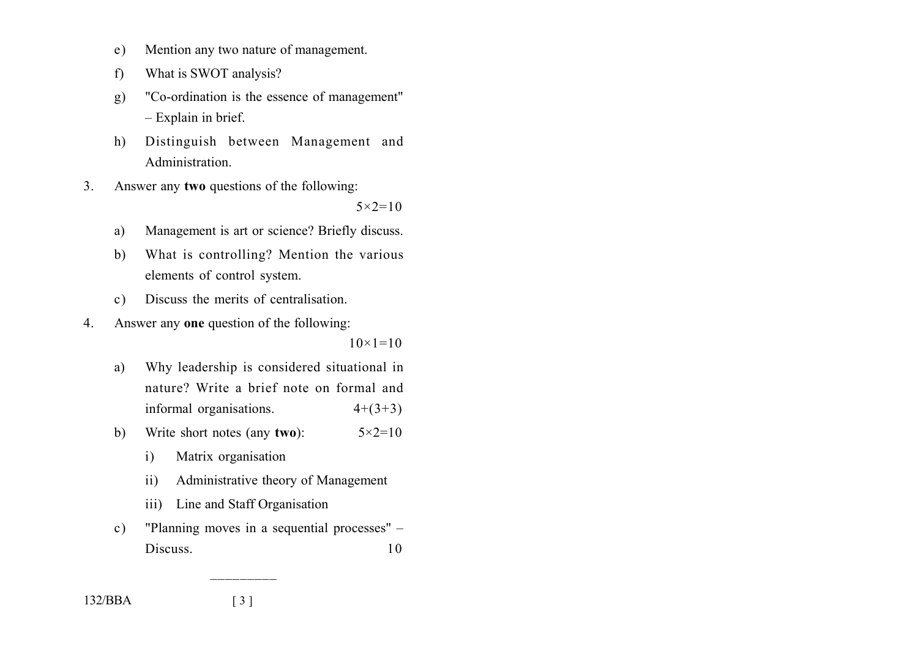e) Mention any two nature of management.

f) What is SWOT analysis?

g) "Co-ordination is the essence of management" – Explain in brief.

h) Distinguish between Management and Administration.

3. Answer any **two** questions of the following: 5×2=10

a) Management is art or science? Briefly discuss.

b) What is controlling? Mention the various elements of control system.

c) Discuss the merits of centralisation.

4. Answer any **one** question of the following: 10×1=10

a) Why leadership is considered situational in nature? Write a brief note on formal and informal organisations. 4+(3+3)

b) Write short notes (any **two**): 5×2=10

i) Matrix organisation

ii) Administrative theory of Management

iii) Line and Staff Organisation

c) "Planning moves in a sequential processes" – Discuss. 10

132/BBA